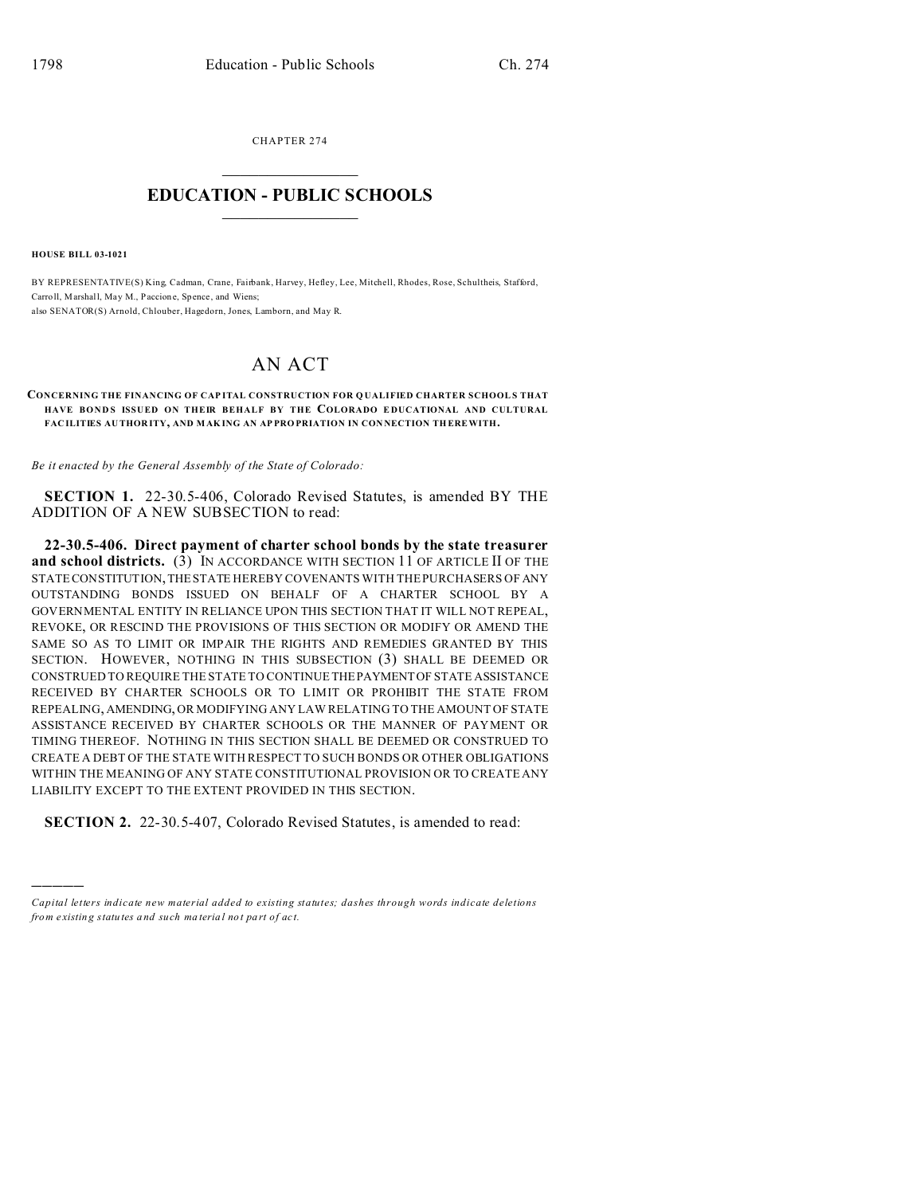CHAPTER 274

# EDUCATION - PUBLIC SCHOOLS

**HOUSE BILL 03-1021**

BY REPRESENTATIVE(S) King, Cadman, Crane, Fairbank, Harvey, Hefley, Lee, Mitchell, Rhodes, Rose, Schultheis, Stafford, Carroll, Marshall, May M., Paccione, Spence, and Wiens;
also SENATOR(S) Arnold, Chlouber, Hagedorn, Jones, Lamborn, and May R.

# AN ACT

**CONCERNING THE FINANCING OF CAPITAL CONSTRUCTION FOR QUALIFIED CHARTER SCHOOLS THAT HAVE BONDS ISSUED ON THEIR BEHALF BY THE COLORADO EDUCATIONAL AND CULTURAL FACILITIES AUTHORITY, AND MAKING AN APPROPRIATION IN CONNECTION THEREWITH.**

*Be it enacted by the General Assembly of the State of Colorado:*

**SECTION 1.** 22-30.5-406, Colorado Revised Statutes, is amended BY THE ADDITION OF A NEW SUBSECTION to read:

**22-30.5-406. Direct payment of charter school bonds by the state treasurer and school districts.** (3) IN ACCORDANCE WITH SECTION 11 OF ARTICLE II OF THE STATE CONSTITUTION, THE STATE HEREBY COVENANTS WITH THE PURCHASERS OF ANY OUTSTANDING BONDS ISSUED ON BEHALF OF A CHARTER SCHOOL BY A GOVERNMENTAL ENTITY IN RELIANCE UPON THIS SECTION THAT IT WILL NOT REPEAL, REVOKE, OR RESCIND THE PROVISIONS OF THIS SECTION OR MODIFY OR AMEND THE SAME SO AS TO LIMIT OR IMPAIR THE RIGHTS AND REMEDIES GRANTED BY THIS SECTION. HOWEVER, NOTHING IN THIS SUBSECTION (3) SHALL BE DEEMED OR CONSTRUED TO REQUIRE THE STATE TO CONTINUE THE PAYMENT OF STATE ASSISTANCE RECEIVED BY CHARTER SCHOOLS OR TO LIMIT OR PROHIBIT THE STATE FROM REPEALING, AMENDING, OR MODIFYING ANY LAW RELATING TO THE AMOUNT OF STATE ASSISTANCE RECEIVED BY CHARTER SCHOOLS OR THE MANNER OF PAYMENT OR TIMING THEREOF. NOTHING IN THIS SECTION SHALL BE DEEMED OR CONSTRUED TO CREATE A DEBT OF THE STATE WITH RESPECT TO SUCH BONDS OR OTHER OBLIGATIONS WITHIN THE MEANING OF ANY STATE CONSTITUTIONAL PROVISION OR TO CREATE ANY LIABILITY EXCEPT TO THE EXTENT PROVIDED IN THIS SECTION.

**SECTION 2.** 22-30.5-407, Colorado Revised Statutes, is amended to read:

---

*Capital letters indicate new material added to existing statutes; dashes through words indicate deletions from existing statutes and such material not part of act.*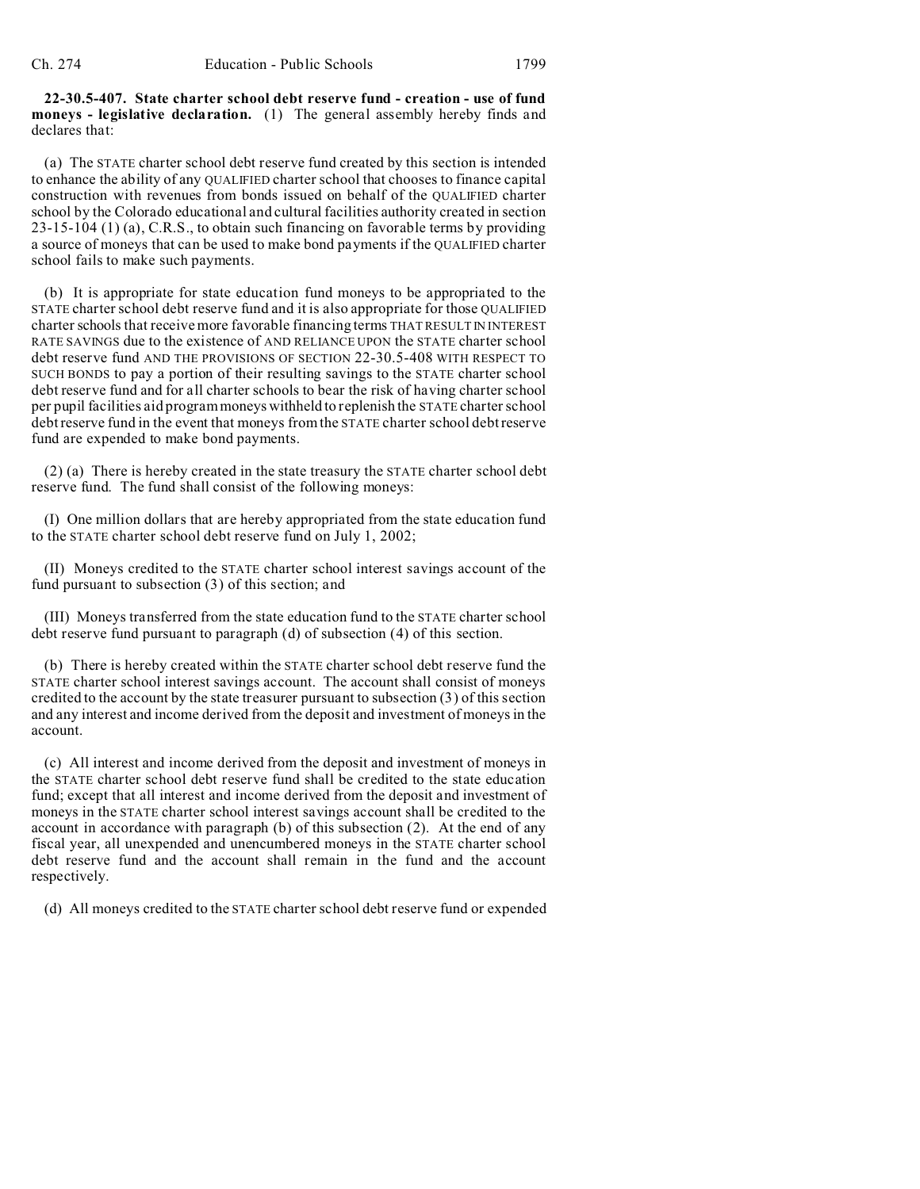**22-30.5-407. State charter school debt reserve fund - creation - use of fund moneys - legislative declaration.** (1) The general assembly hereby finds and declares that:

(a) The STATE charter school debt reserve fund created by this section is intended to enhance the ability of any QUALIFIED charter school that chooses to finance capital construction with revenues from bonds issued on behalf of the QUALIFIED charter school by the Colorado educational and cultural facilities authority created in section 23-15-104 (1) (a), C.R.S., to obtain such financing on favorable terms by providing a source of moneys that can be used to make bond payments if the QUALIFIED charter school fails to make such payments.

(b) It is appropriate for state education fund moneys to be appropriated to the STATE charter school debt reserve fund and it is also appropriate for those QUALIFIED charter schools that receive more favorable financing terms THAT RESULT IN INTEREST RATE SAVINGS due to the existence of AND RELIANCE UPON the STATE charter school debt reserve fund AND THE PROVISIONS OF SECTION 22-30.5-408 WITH RESPECT TO SUCH BONDS to pay a portion of their resulting savings to the STATE charter school debt reserve fund and for all charter schools to bear the risk of having charter school per pupil facilities aid program moneys withheld to replenish the STATE charter school debt reserve fund in the event that moneys from the STATE charter school debt reserve fund are expended to make bond payments.

(2) (a) There is hereby created in the state treasury the STATE charter school debt reserve fund. The fund shall consist of the following moneys:

(I) One million dollars that are hereby appropriated from the state education fund to the STATE charter school debt reserve fund on July 1, 2002;

(II) Moneys credited to the STATE charter school interest savings account of the fund pursuant to subsection (3) of this section; and

(III) Moneys transferred from the state education fund to the STATE charter school debt reserve fund pursuant to paragraph (d) of subsection (4) of this section.

(b) There is hereby created within the STATE charter school debt reserve fund the STATE charter school interest savings account. The account shall consist of moneys credited to the account by the state treasurer pursuant to subsection (3) of this section and any interest and income derived from the deposit and investment of moneys in the account.

(c) All interest and income derived from the deposit and investment of moneys in the STATE charter school debt reserve fund shall be credited to the state education fund; except that all interest and income derived from the deposit and investment of moneys in the STATE charter school interest savings account shall be credited to the account in accordance with paragraph (b) of this subsection (2). At the end of any fiscal year, all unexpended and unencumbered moneys in the STATE charter school debt reserve fund and the account shall remain in the fund and the account respectively.

(d) All moneys credited to the STATE charter school debt reserve fund or expended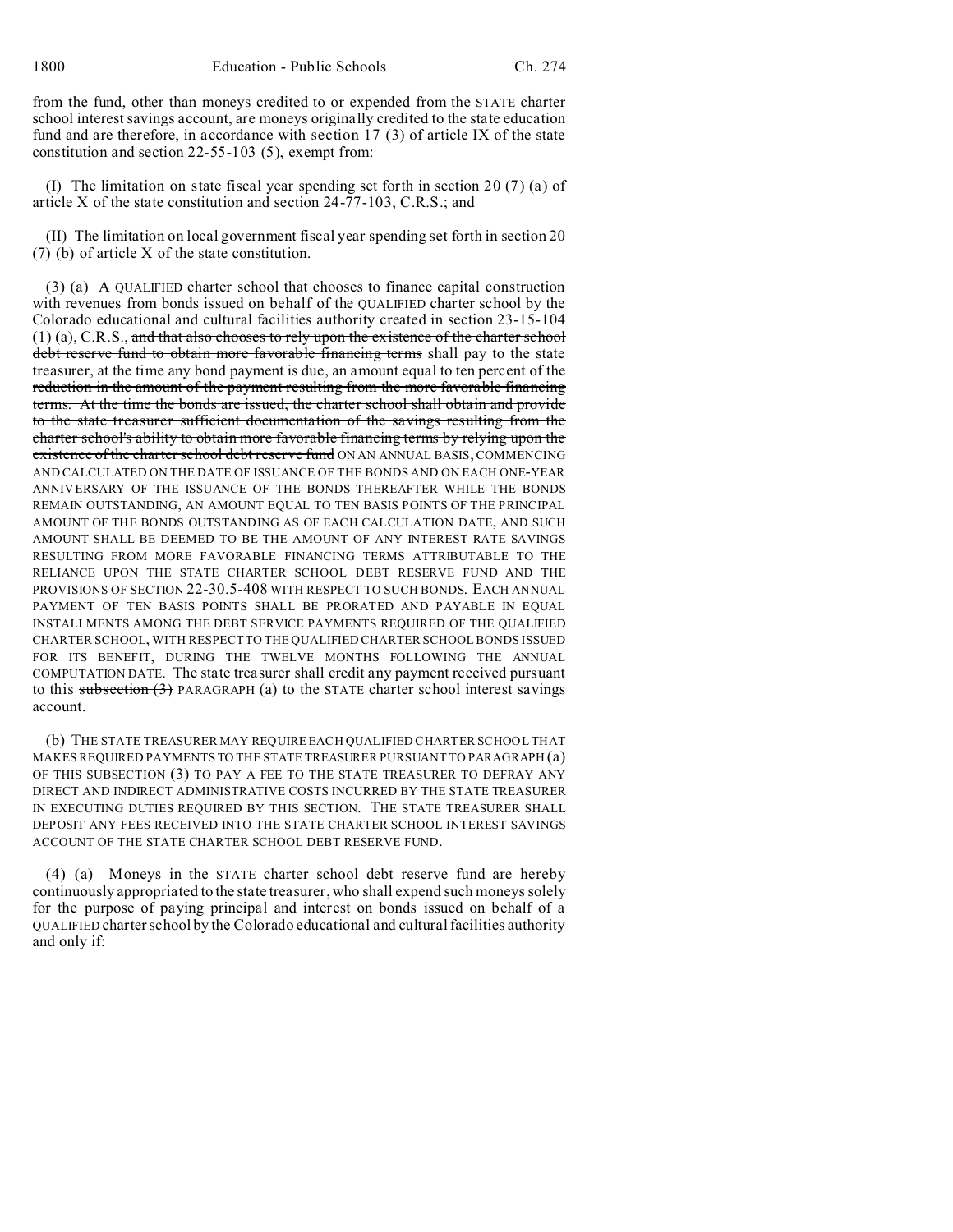from the fund, other than moneys credited to or expended from the STATE charter school interest savings account, are moneys originally credited to the state education fund and are therefore, in accordance with section 17 (3) of article IX of the state constitution and section 22-55-103 (5), exempt from:

(I) The limitation on state fiscal year spending set forth in section 20 (7) (a) of article X of the state constitution and section 24-77-103, C.R.S.; and

(II) The limitation on local government fiscal year spending set forth in section 20 (7) (b) of article X of the state constitution.

(3) (a) A QUALIFIED charter school that chooses to finance capital construction with revenues from bonds issued on behalf of the QUALIFIED charter school by the Colorado educational and cultural facilities authority created in section 23-15-104 (1) (a), C.R.S., ~~and that also chooses to rely upon the existence of the charter school debt reserve fund to obtain more favorable financing terms~~ shall pay to the state treasurer, ~~at the time any bond payment is due, an amount equal to ten percent of the reduction in the amount of the payment resulting from the more favorable financing terms. At the time the bonds are issued, the charter school shall obtain and provide to the state treasurer sufficient documentation of the savings resulting from the charter school's ability to obtain more favorable financing terms by relying upon the existence of the charter school debt reserve fund~~ ON AN ANNUAL BASIS, COMMENCING AND CALCULATED ON THE DATE OF ISSUANCE OF THE BONDS AND ON EACH ONE-YEAR ANNIVERSARY OF THE ISSUANCE OF THE BONDS THEREAFTER WHILE THE BONDS REMAIN OUTSTANDING, AN AMOUNT EQUAL TO TEN BASIS POINTS OF THE PRINCIPAL AMOUNT OF THE BONDS OUTSTANDING AS OF EACH CALCULATION DATE, AND SUCH AMOUNT SHALL BE DEEMED TO BE THE AMOUNT OF ANY INTEREST RATE SAVINGS RESULTING FROM MORE FAVORABLE FINANCING TERMS ATTRIBUTABLE TO THE RELIANCE UPON THE STATE CHARTER SCHOOL DEBT RESERVE FUND AND THE PROVISIONS OF SECTION 22-30.5-408 WITH RESPECT TO SUCH BONDS. EACH ANNUAL PAYMENT OF TEN BASIS POINTS SHALL BE PRORATED AND PAYABLE IN EQUAL INSTALLMENTS AMONG THE DEBT SERVICE PAYMENTS REQUIRED OF THE QUALIFIED CHARTER SCHOOL, WITH RESPECT TO THE QUALIFIED CHARTER SCHOOL BONDS ISSUED FOR ITS BENEFIT, DURING THE TWELVE MONTHS FOLLOWING THE ANNUAL COMPUTATION DATE. The state treasurer shall credit any payment received pursuant to this ~~subsection (3)~~ PARAGRAPH (a) to the STATE charter school interest savings account.

(b) THE STATE TREASURER MAY REQUIRE EACH QUALIFIED CHARTER SCHOOL THAT MAKES REQUIRED PAYMENTS TO THE STATE TREASURER PURSUANT TO PARAGRAPH (a) OF THIS SUBSECTION (3) TO PAY A FEE TO THE STATE TREASURER TO DEFRAY ANY DIRECT AND INDIRECT ADMINISTRATIVE COSTS INCURRED BY THE STATE TREASURER IN EXECUTING DUTIES REQUIRED BY THIS SECTION. THE STATE TREASURER SHALL DEPOSIT ANY FEES RECEIVED INTO THE STATE CHARTER SCHOOL INTEREST SAVINGS ACCOUNT OF THE STATE CHARTER SCHOOL DEBT RESERVE FUND.

(4) (a) Moneys in the STATE charter school debt reserve fund are hereby continuously appropriated to the state treasurer, who shall expend such moneys solely for the purpose of paying principal and interest on bonds issued on behalf of a QUALIFIED charter school by the Colorado educational and cultural facilities authority and only if: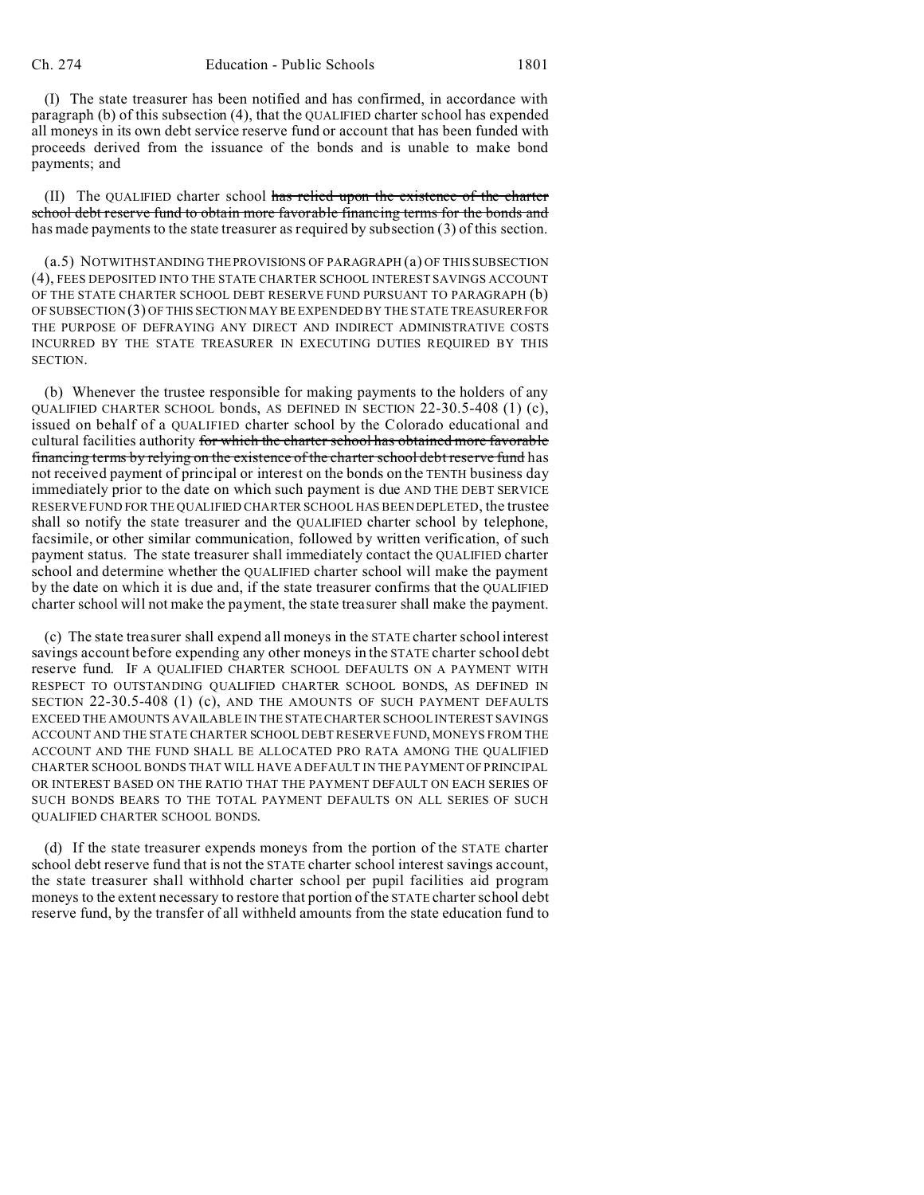(I) The state treasurer has been notified and has confirmed, in accordance with paragraph (b) of this subsection (4), that the QUALIFIED charter school has expended all moneys in its own debt service reserve fund or account that has been funded with proceeds derived from the issuance of the bonds and is unable to make bond payments; and

(II) The QUALIFIED charter school ~~has relied upon the existence of the charter school debt reserve fund to obtain more favorable financing terms for the bonds and~~ has made payments to the state treasurer as required by subsection (3) of this section.

(a.5) NOTWITHSTANDING THE PROVISIONS OF PARAGRAPH (a) OF THIS SUBSECTION (4), FEES DEPOSITED INTO THE STATE CHARTER SCHOOL INTEREST SAVINGS ACCOUNT OF THE STATE CHARTER SCHOOL DEBT RESERVE FUND PURSUANT TO PARAGRAPH (b) OF SUBSECTION (3) OF THIS SECTION MAY BE EXPENDED BY THE STATE TREASURER FOR THE PURPOSE OF DEFRAYING ANY DIRECT AND INDIRECT ADMINISTRATIVE COSTS INCURRED BY THE STATE TREASURER IN EXECUTING DUTIES REQUIRED BY THIS SECTION.

(b) Whenever the trustee responsible for making payments to the holders of any QUALIFIED CHARTER SCHOOL bonds, AS DEFINED IN SECTION 22-30.5-408 (1) (c), issued on behalf of a QUALIFIED charter school by the Colorado educational and cultural facilities authority ~~for which the charter school has obtained more favorable financing terms by relying on the existence of the charter school debt reserve fund~~ has not received payment of principal or interest on the bonds on the TENTH business day immediately prior to the date on which such payment is due AND THE DEBT SERVICE RESERVE FUND FOR THE QUALIFIED CHARTER SCHOOL HAS BEEN DEPLETED, the trustee shall so notify the state treasurer and the QUALIFIED charter school by telephone, facsimile, or other similar communication, followed by written verification, of such payment status. The state treasurer shall immediately contact the QUALIFIED charter school and determine whether the QUALIFIED charter school will make the payment by the date on which it is due and, if the state treasurer confirms that the QUALIFIED charter school will not make the payment, the state treasurer shall make the payment.

(c) The state treasurer shall expend all moneys in the STATE charter school interest savings account before expending any other moneys in the STATE charter school debt reserve fund. IF A QUALIFIED CHARTER SCHOOL DEFAULTS ON A PAYMENT WITH RESPECT TO OUTSTANDING QUALIFIED CHARTER SCHOOL BONDS, AS DEFINED IN SECTION 22-30.5-408 (1) (c), AND THE AMOUNTS OF SUCH PAYMENT DEFAULTS EXCEED THE AMOUNTS AVAILABLE IN THE STATE CHARTER SCHOOL INTEREST SAVINGS ACCOUNT AND THE STATE CHARTER SCHOOL DEBT RESERVE FUND, MONEYS FROM THE ACCOUNT AND THE FUND SHALL BE ALLOCATED PRO RATA AMONG THE QUALIFIED CHARTER SCHOOL BONDS THAT WILL HAVE A DEFAULT IN THE PAYMENT OF PRINCIPAL OR INTEREST BASED ON THE RATIO THAT THE PAYMENT DEFAULT ON EACH SERIES OF SUCH BONDS BEARS TO THE TOTAL PAYMENT DEFAULTS ON ALL SERIES OF SUCH QUALIFIED CHARTER SCHOOL BONDS.

(d) If the state treasurer expends moneys from the portion of the STATE charter school debt reserve fund that is not the STATE charter school interest savings account, the state treasurer shall withhold charter school per pupil facilities aid program moneys to the extent necessary to restore that portion of the STATE charter school debt reserve fund, by the transfer of all withheld amounts from the state education fund to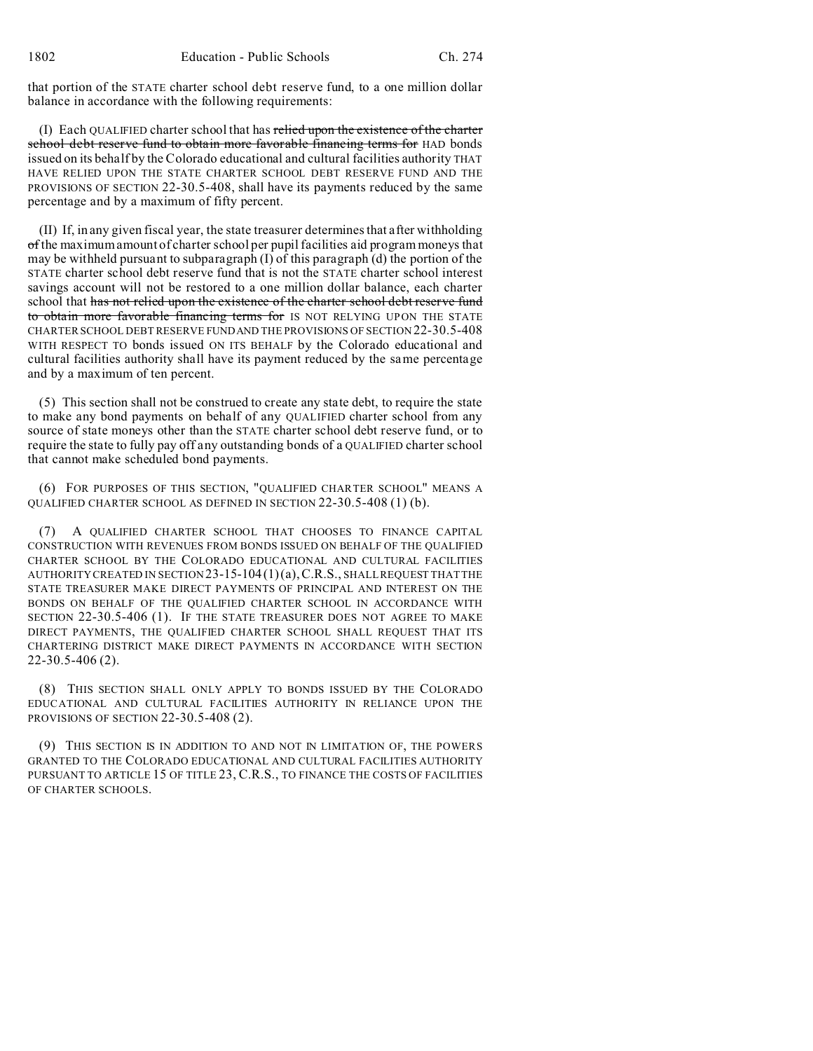that portion of the STATE charter school debt reserve fund, to a one million dollar balance in accordance with the following requirements:

(I) Each QUALIFIED charter school that has ~~relied upon the existence of the charter school debt reserve fund to obtain more favorable financing terms for~~ HAD bonds issued on its behalf by the Colorado educational and cultural facilities authority THAT HAVE RELIED UPON THE STATE CHARTER SCHOOL DEBT RESERVE FUND AND THE PROVISIONS OF SECTION 22-30.5-408, shall have its payments reduced by the same percentage and by a maximum of fifty percent.

(II) If, in any given fiscal year, the state treasurer determines that after withholding ~~of~~ the maximum amount of charter school per pupil facilities aid program moneys that may be withheld pursuant to subparagraph (I) of this paragraph (d) the portion of the STATE charter school debt reserve fund that is not the STATE charter school interest savings account will not be restored to a one million dollar balance, each charter school that ~~has not relied upon the existence of the charter school debt reserve fund to obtain more favorable financing terms for~~ IS NOT RELYING UPON THE STATE CHARTER SCHOOL DEBT RESERVE FUND AND THE PROVISIONS OF SECTION 22-30.5-408 WITH RESPECT TO bonds issued ON ITS BEHALF by the Colorado educational and cultural facilities authority shall have its payment reduced by the same percentage and by a maximum of ten percent.

(5) This section shall not be construed to create any state debt, to require the state to make any bond payments on behalf of any QUALIFIED charter school from any source of state moneys other than the STATE charter school debt reserve fund, or to require the state to fully pay off any outstanding bonds of a QUALIFIED charter school that cannot make scheduled bond payments.

(6) FOR PURPOSES OF THIS SECTION, "QUALIFIED CHARTER SCHOOL" MEANS A QUALIFIED CHARTER SCHOOL AS DEFINED IN SECTION 22-30.5-408 (1) (b).

(7) A QUALIFIED CHARTER SCHOOL THAT CHOOSES TO FINANCE CAPITAL CONSTRUCTION WITH REVENUES FROM BONDS ISSUED ON BEHALF OF THE QUALIFIED CHARTER SCHOOL BY THE COLORADO EDUCATIONAL AND CULTURAL FACILITIES AUTHORITY CREATED IN SECTION 23-15-104 (1) (a), C.R.S., SHALL REQUEST THAT THE STATE TREASURER MAKE DIRECT PAYMENTS OF PRINCIPAL AND INTEREST ON THE BONDS ON BEHALF OF THE QUALIFIED CHARTER SCHOOL IN ACCORDANCE WITH SECTION 22-30.5-406 (1). IF THE STATE TREASURER DOES NOT AGREE TO MAKE DIRECT PAYMENTS, THE QUALIFIED CHARTER SCHOOL SHALL REQUEST THAT ITS CHARTERING DISTRICT MAKE DIRECT PAYMENTS IN ACCORDANCE WITH SECTION 22-30.5-406 (2).

(8) THIS SECTION SHALL ONLY APPLY TO BONDS ISSUED BY THE COLORADO EDUCATIONAL AND CULTURAL FACILITIES AUTHORITY IN RELIANCE UPON THE PROVISIONS OF SECTION 22-30.5-408 (2).

(9) THIS SECTION IS IN ADDITION TO AND NOT IN LIMITATION OF, THE POWERS GRANTED TO THE COLORADO EDUCATIONAL AND CULTURAL FACILITIES AUTHORITY PURSUANT TO ARTICLE 15 OF TITLE 23, C.R.S., TO FINANCE THE COSTS OF FACILITIES OF CHARTER SCHOOLS.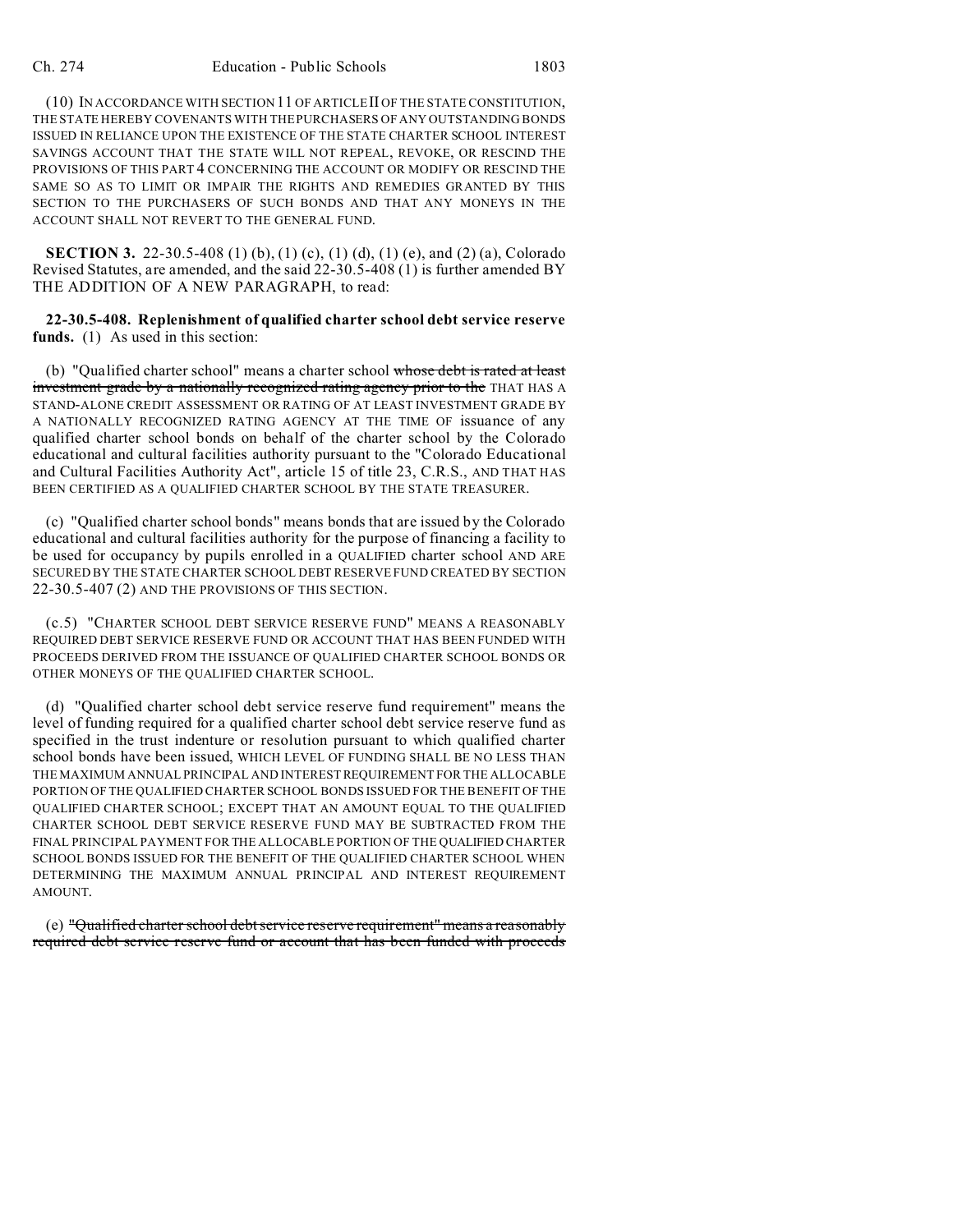(10) IN ACCORDANCE WITH SECTION 11 OF ARTICLE II OF THE STATE CONSTITUTION, THE STATE HEREBY COVENANTS WITH THE PURCHASERS OF ANY OUTSTANDING BONDS ISSUED IN RELIANCE UPON THE EXISTENCE OF THE STATE CHARTER SCHOOL INTEREST SAVINGS ACCOUNT THAT THE STATE WILL NOT REPEAL, REVOKE, OR RESCIND THE PROVISIONS OF THIS PART 4 CONCERNING THE ACCOUNT OR MODIFY OR RESCIND THE SAME SO AS TO LIMIT OR IMPAIR THE RIGHTS AND REMEDIES GRANTED BY THIS SECTION TO THE PURCHASERS OF SUCH BONDS AND THAT ANY MONEYS IN THE ACCOUNT SHALL NOT REVERT TO THE GENERAL FUND.

**SECTION 3.** 22-30.5-408 (1) (b), (1) (c), (1) (d), (1) (e), and (2) (a), Colorado Revised Statutes, are amended, and the said 22-30.5-408 (1) is further amended BY THE ADDITION OF A NEW PARAGRAPH, to read:

**22-30.5-408. Replenishment of qualified charter school debt service reserve funds.** (1) As used in this section:

(b) "Qualified charter school" means a charter school ~~whose debt is rated at least investment grade by a nationally recognized rating agency prior to the~~ THAT HAS A STAND-ALONE CREDIT ASSESSMENT OR RATING OF AT LEAST INVESTMENT GRADE BY A NATIONALLY RECOGNIZED RATING AGENCY AT THE TIME OF issuance of any qualified charter school bonds on behalf of the charter school by the Colorado educational and cultural facilities authority pursuant to the "Colorado Educational and Cultural Facilities Authority Act", article 15 of title 23, C.R.S., AND THAT HAS BEEN CERTIFIED AS A QUALIFIED CHARTER SCHOOL BY THE STATE TREASURER.

(c) "Qualified charter school bonds" means bonds that are issued by the Colorado educational and cultural facilities authority for the purpose of financing a facility to be used for occupancy by pupils enrolled in a QUALIFIED charter school AND ARE SECURED BY THE STATE CHARTER SCHOOL DEBT RESERVE FUND CREATED BY SECTION 22-30.5-407 (2) AND THE PROVISIONS OF THIS SECTION.

(c.5) "CHARTER SCHOOL DEBT SERVICE RESERVE FUND" MEANS A REASONABLY REQUIRED DEBT SERVICE RESERVE FUND OR ACCOUNT THAT HAS BEEN FUNDED WITH PROCEEDS DERIVED FROM THE ISSUANCE OF QUALIFIED CHARTER SCHOOL BONDS OR OTHER MONEYS OF THE QUALIFIED CHARTER SCHOOL.

(d) "Qualified charter school debt service reserve fund requirement" means the level of funding required for a qualified charter school debt service reserve fund as specified in the trust indenture or resolution pursuant to which qualified charter school bonds have been issued, WHICH LEVEL OF FUNDING SHALL BE NO LESS THAN THE MAXIMUM ANNUAL PRINCIPAL AND INTEREST REQUIREMENT FOR THE ALLOCABLE PORTION OF THE QUALIFIED CHARTER SCHOOL BONDS ISSUED FOR THE BENEFIT OF THE QUALIFIED CHARTER SCHOOL; EXCEPT THAT AN AMOUNT EQUAL TO THE QUALIFIED CHARTER SCHOOL DEBT SERVICE RESERVE FUND MAY BE SUBTRACTED FROM THE FINAL PRINCIPAL PAYMENT FOR THE ALLOCABLE PORTION OF THE QUALIFIED CHARTER SCHOOL BONDS ISSUED FOR THE BENEFIT OF THE QUALIFIED CHARTER SCHOOL WHEN DETERMINING THE MAXIMUM ANNUAL PRINCIPAL AND INTEREST REQUIREMENT AMOUNT.

(e) ~~"Qualified charter school debt service reserve requirement" means a reasonably required debt service reserve fund or account that has been funded with proceeds~~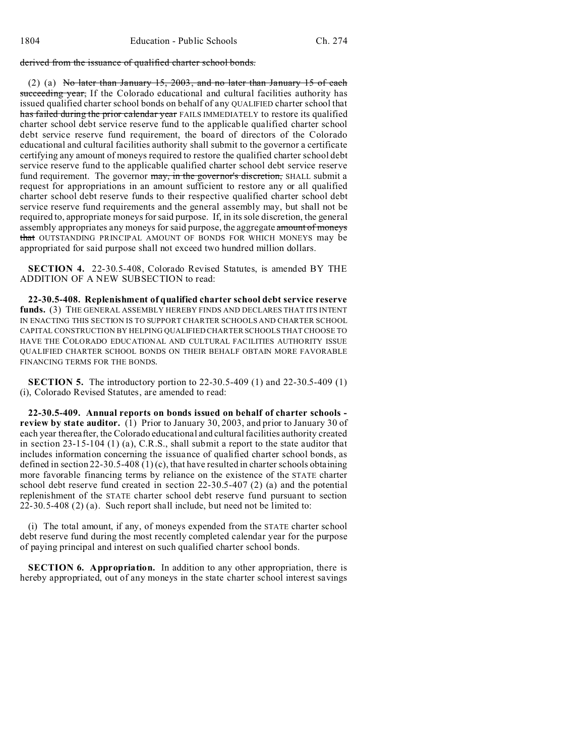~~derived from the issuance of qualified charter school bonds.~~

(2) (a) ~~No later than January 15, 2003, and no later than January 15 of each succeeding year,~~ If the Colorado educational and cultural facilities authority has issued qualified charter school bonds on behalf of any QUALIFIED charter school that ~~has failed during the prior calendar year~~ FAILS IMMEDIATELY to restore its qualified charter school debt service reserve fund to the applicable qualified charter school debt service reserve fund requirement, the board of directors of the Colorado educational and cultural facilities authority shall submit to the governor a certificate certifying any amount of moneys required to restore the qualified charter school debt service reserve fund to the applicable qualified charter school debt service reserve fund requirement. The governor ~~may, in the governor's discretion,~~ SHALL submit a request for appropriations in an amount sufficient to restore any or all qualified charter school debt reserve funds to their respective qualified charter school debt service reserve fund requirements and the general assembly may, but shall not be required to, appropriate moneys for said purpose. If, in its sole discretion, the general assembly appropriates any moneys for said purpose, the aggregate ~~amount of moneys that~~ OUTSTANDING PRINCIPAL AMOUNT OF BONDS FOR WHICH MONEYS may be appropriated for said purpose shall not exceed two hundred million dollars.

**SECTION 4.** 22-30.5-408, Colorado Revised Statutes, is amended BY THE ADDITION OF A NEW SUBSECTION to read:

**22-30.5-408. Replenishment of qualified charter school debt service reserve funds.** (3) THE GENERAL ASSEMBLY HEREBY FINDS AND DECLARES THAT ITS INTENT IN ENACTING THIS SECTION IS TO SUPPORT CHARTER SCHOOLS AND CHARTER SCHOOL CAPITAL CONSTRUCTION BY HELPING QUALIFIED CHARTER SCHOOLS THAT CHOOSE TO HAVE THE COLORADO EDUCATIONAL AND CULTURAL FACILITIES AUTHORITY ISSUE QUALIFIED CHARTER SCHOOL BONDS ON THEIR BEHALF OBTAIN MORE FAVORABLE FINANCING TERMS FOR THE BONDS.

**SECTION 5.** The introductory portion to 22-30.5-409 (1) and 22-30.5-409 (1) (i), Colorado Revised Statutes, are amended to read:

**22-30.5-409. Annual reports on bonds issued on behalf of charter schools - review by state auditor.** (1) Prior to January 30, 2003, and prior to January 30 of each year thereafter, the Colorado educational and cultural facilities authority created in section 23-15-104 (1) (a), C.R.S., shall submit a report to the state auditor that includes information concerning the issuance of qualified charter school bonds, as defined in section 22-30.5-408 (1) (c), that have resulted in charter schools obtaining more favorable financing terms by reliance on the existence of the STATE charter school debt reserve fund created in section 22-30.5-407 (2) (a) and the potential replenishment of the STATE charter school debt reserve fund pursuant to section 22-30.5-408 (2) (a). Such report shall include, but need not be limited to:

(i) The total amount, if any, of moneys expended from the STATE charter school debt reserve fund during the most recently completed calendar year for the purpose of paying principal and interest on such qualified charter school bonds.

**SECTION 6. Appropriation.** In addition to any other appropriation, there is hereby appropriated, out of any moneys in the state charter school interest savings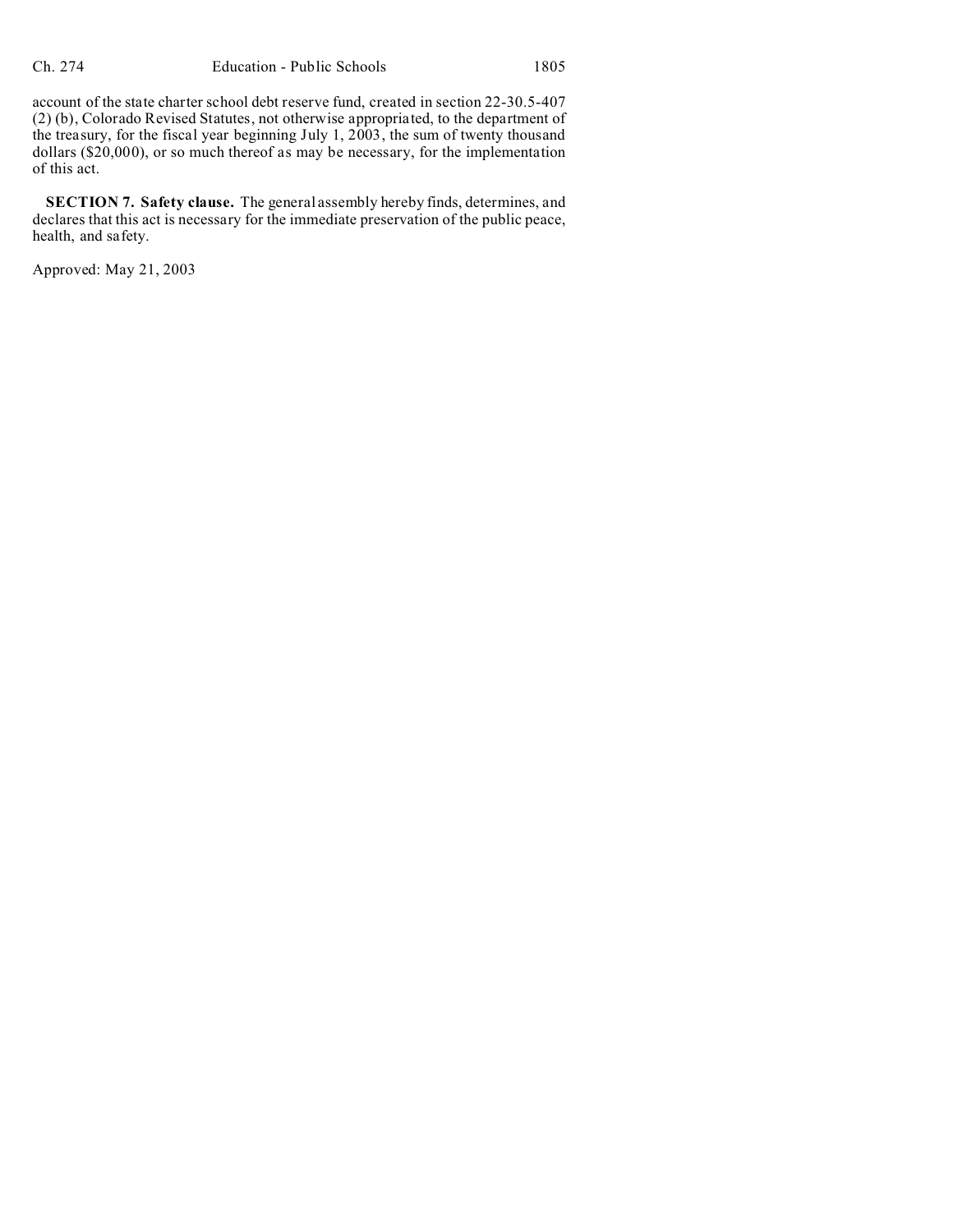account of the state charter school debt reserve fund, created in section 22-30.5-407 (2) (b), Colorado Revised Statutes, not otherwise appropriated, to the department of the treasury, for the fiscal year beginning July 1, 2003, the sum of twenty thousand dollars ($20,000), or so much thereof as may be necessary, for the implementation of this act.

**SECTION 7. Safety clause.** The general assembly hereby finds, determines, and declares that this act is necessary for the immediate preservation of the public peace, health, and safety.

Approved: May 21, 2003